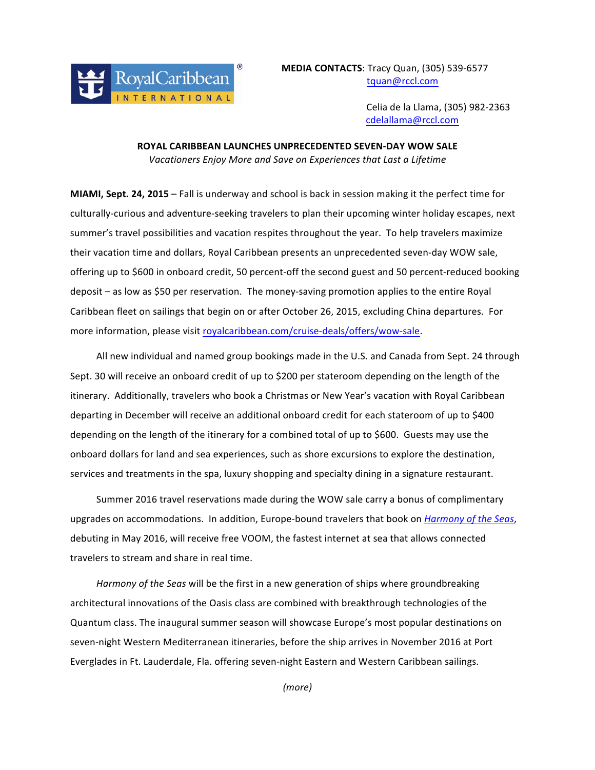Royal Caribbean International

**MEDIA CONTACTS**: Tracy Quan, (305) 539-6577
tquan@rccl.com

Celia de la Llama, (305) 982-2363
cdelallama@rccl.com

**ROYAL CARIBBEAN LAUNCHES UNPRECEDENTED SEVEN-DAY WOW SALE**

*Vacationers Enjoy More and Save on Experiences that Last a Lifetime*

**MIAMI, Sept. 24, 2015** – Fall is underway and school is back in session making it the perfect time for culturally-curious and adventure-seeking travelers to plan their upcoming winter holiday escapes, next summer's travel possibilities and vacation respites throughout the year. To help travelers maximize their vacation time and dollars, Royal Caribbean presents an unprecedented seven-day WOW sale, offering up to $600 in onboard credit, 50 percent-off the second guest and 50 percent-reduced booking deposit – as low as $50 per reservation. The money-saving promotion applies to the entire Royal Caribbean fleet on sailings that begin on or after October 26, 2015, excluding China departures. For more information, please visit royalcaribbean.com/cruise-deals/offers/wow-sale.

All new individual and named group bookings made in the U.S. and Canada from Sept. 24 through Sept. 30 will receive an onboard credit of up to $200 per stateroom depending on the length of the itinerary. Additionally, travelers who book a Christmas or New Year's vacation with Royal Caribbean departing in December will receive an additional onboard credit for each stateroom of up to $400 depending on the length of the itinerary for a combined total of up to $600. Guests may use the onboard dollars for land and sea experiences, such as shore excursions to explore the destination, services and treatments in the spa, luxury shopping and specialty dining in a signature restaurant.

Summer 2016 travel reservations made during the WOW sale carry a bonus of complimentary upgrades on accommodations. In addition, Europe-bound travelers that book on *Harmony of the Seas*, debuting in May 2016, will receive free VOOM, the fastest internet at sea that allows connected travelers to stream and share in real time.

*Harmony of the Seas* will be the first in a new generation of ships where groundbreaking architectural innovations of the Oasis class are combined with breakthrough technologies of the Quantum class. The inaugural summer season will showcase Europe's most popular destinations on seven-night Western Mediterranean itineraries, before the ship arrives in November 2016 at Port Everglades in Ft. Lauderdale, Fla. offering seven-night Eastern and Western Caribbean sailings.

*(more)*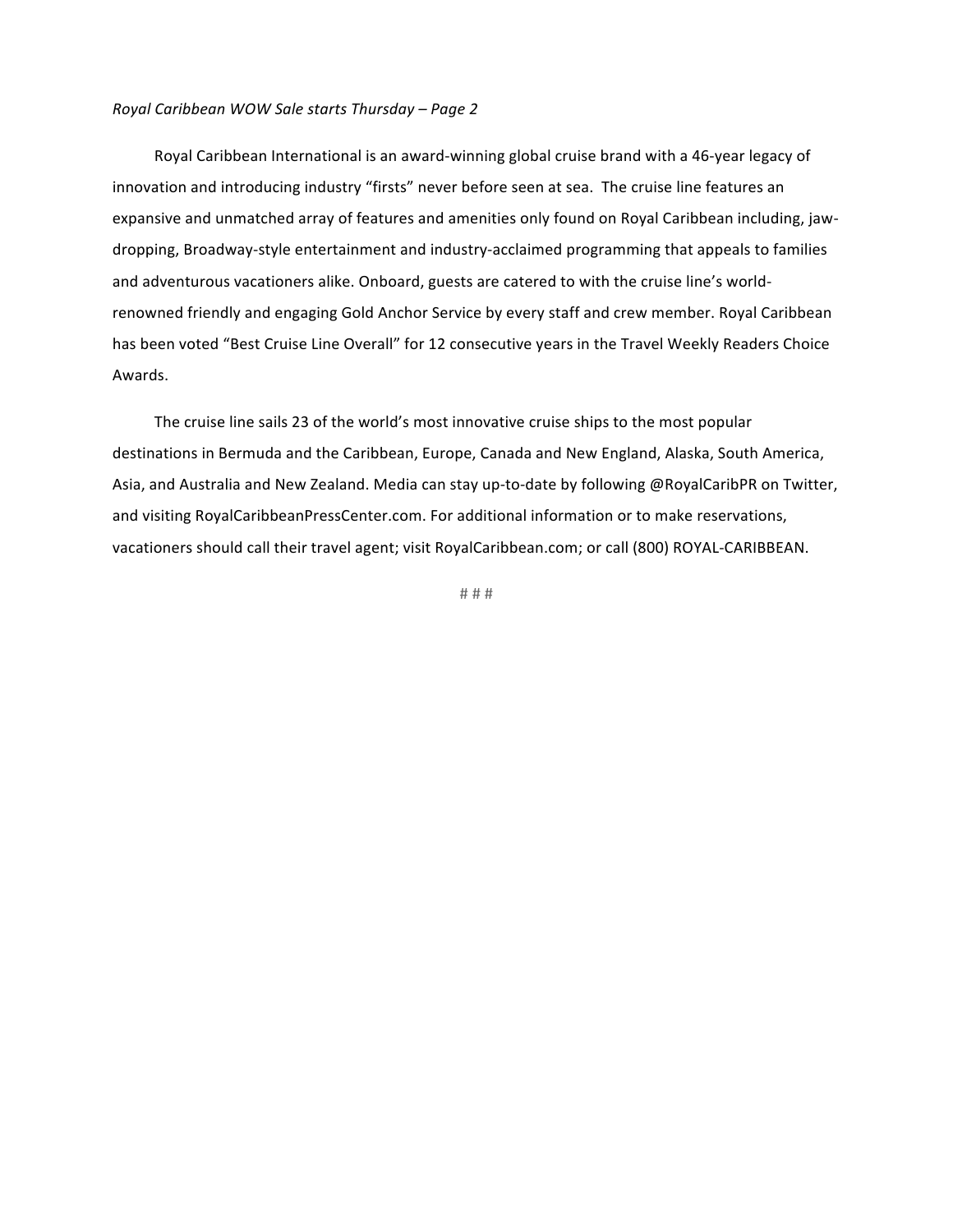Royal Caribbean International is an award-winning global cruise brand with a 46-year legacy of innovation and introducing industry "firsts" never before seen at sea. The cruise line features an expansive and unmatched array of features and amenities only found on Royal Caribbean including, jaw-dropping, Broadway-style entertainment and industry-acclaimed programming that appeals to families and adventurous vacationers alike. Onboard, guests are catered to with the cruise line's world-renowned friendly and engaging Gold Anchor Service by every staff and crew member. Royal Caribbean has been voted "Best Cruise Line Overall" for 12 consecutive years in the Travel Weekly Readers Choice Awards.

The cruise line sails 23 of the world's most innovative cruise ships to the most popular destinations in Bermuda and the Caribbean, Europe, Canada and New England, Alaska, South America, Asia, and Australia and New Zealand. Media can stay up-to-date by following @RoyalCaribPR on Twitter, and visiting RoyalCaribbeanPressCenter.com. For additional information or to make reservations, vacationers should call their travel agent; visit RoyalCaribbean.com; or call (800) ROYAL-CARIBBEAN.

# # #